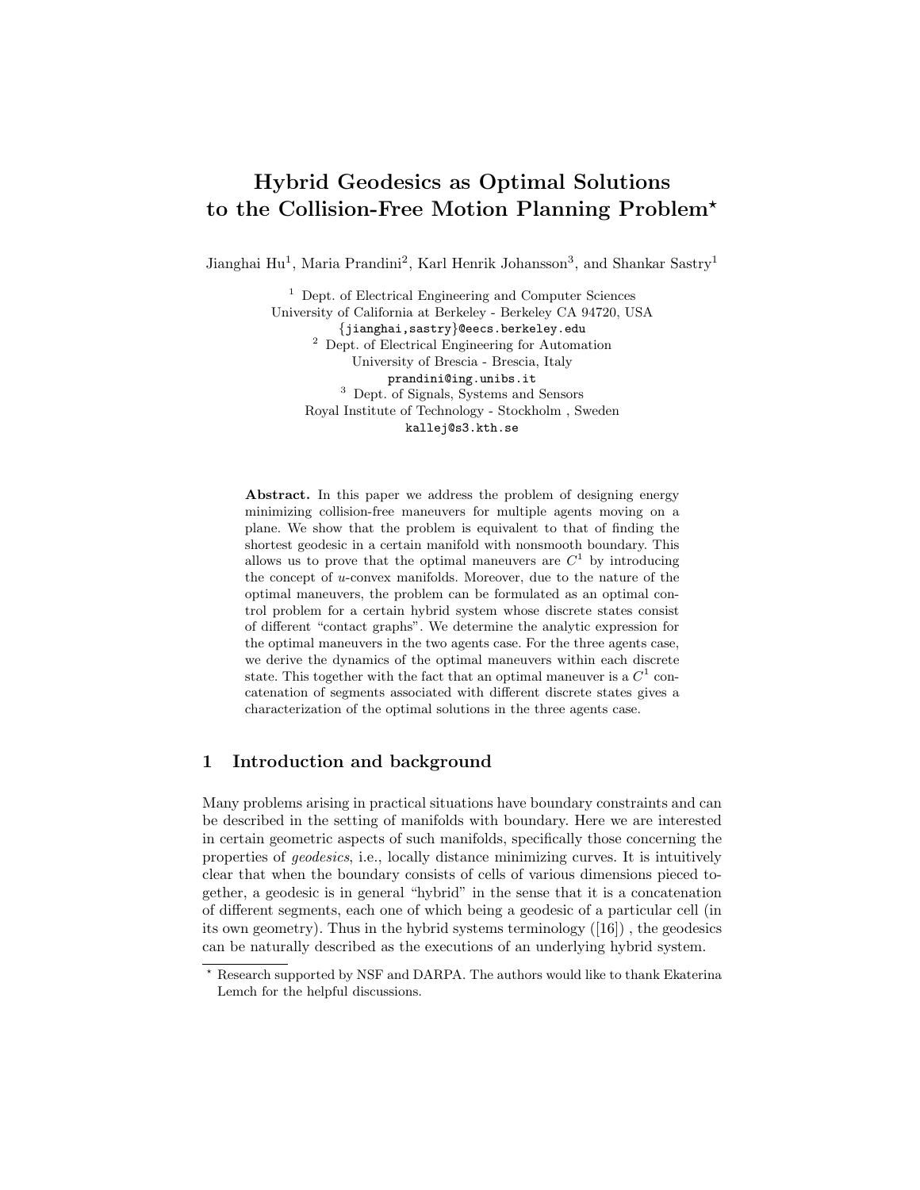# Hybrid Geodesics as Optimal Solutions to the Collision-Free Motion Planning Problem*

Jianghai Hu[1], Maria Prandini[2], Karl Henrik Johansson[3], and Shankar Sastry[1]

[1] Dept. of Electrical Engineering and Computer Sciences
University of California at Berkeley - Berkeley CA 94720, USA
{jianghai,sastry}@eecs.berkeley.edu

[2] Dept. of Electrical Engineering for Automation
University of Brescia - Brescia, Italy
prandini@ing.unibs.it

[3] Dept. of Signals, Systems and Sensors
Royal Institute of Technology - Stockholm , Sweden
kallej@s3.kth.se

**Abstract.** In this paper we address the problem of designing energy minimizing collision-free maneuvers for multiple agents moving on a plane. We show that the problem is equivalent to that of finding the shortest geodesic in a certain manifold with nonsmooth boundary. This allows us to prove that the optimal maneuvers are $C^1$ by introducing the concept of *u*-convex manifolds. Moreover, due to the nature of the optimal maneuvers, the problem can be formulated as an optimal control problem for a certain hybrid system whose discrete states consist of different "contact graphs". We determine the analytic expression for the optimal maneuvers in the two agents case. For the three agents case, we derive the dynamics of the optimal maneuvers within each discrete state. This together with the fact that an optimal maneuver is a $C^1$ concatenation of segments associated with different discrete states gives a characterization of the optimal solutions in the three agents case.

## 1 Introduction and background

Many problems arising in practical situations have boundary constraints and can be described in the setting of manifolds with boundary. Here we are interested in certain geometric aspects of such manifolds, specifically those concerning the properties of *geodesics*, i.e., locally distance minimizing curves. It is intuitively clear that when the boundary consists of cells of various dimensions pieced together, a geodesic is in general "hybrid" in the sense that it is a concatenation of different segments, each one of which being a geodesic of a particular cell (in its own geometry). Thus in the hybrid systems terminology ([16]) , the geodesics can be naturally described as the executions of an underlying hybrid system.

* Research supported by NSF and DARPA. The authors would like to thank Ekaterina Lemch for the helpful discussions.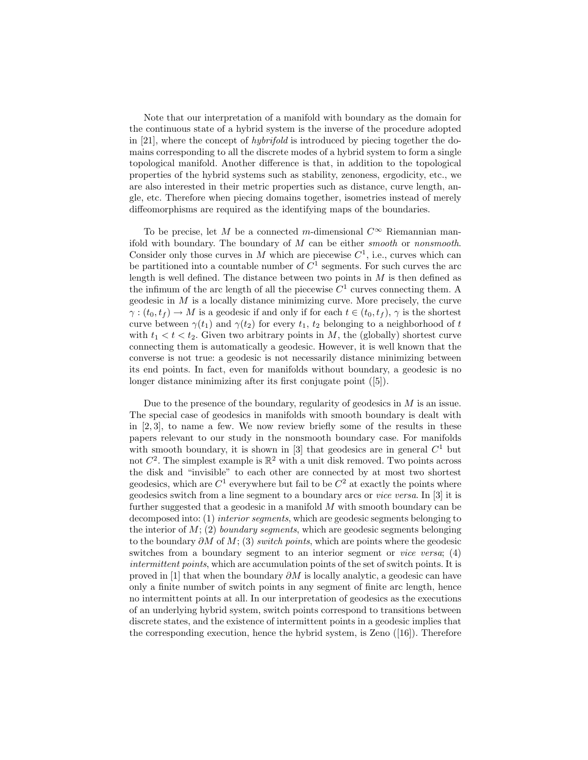Note that our interpretation of a manifold with boundary as the domain for the continuous state of a hybrid system is the inverse of the procedure adopted in [21], where the concept of *hybrifold* is introduced by piecing together the domains corresponding to all the discrete modes of a hybrid system to form a single topological manifold. Another difference is that, in addition to the topological properties of the hybrid systems such as stability, zenoness, ergodicity, etc., we are also interested in their metric properties such as distance, curve length, angle, etc. Therefore when piecing domains together, isometries instead of merely diffeomorphisms are required as the identifying maps of the boundaries.

To be precise, let $M$ be a connected $m$-dimensional $C^\infty$ Riemannian manifold with boundary. The boundary of $M$ can be either *smooth* or *nonsmooth*. Consider only those curves in $M$ which are piecewise $C^1$, i.e., curves which can be partitioned into a countable number of $C^1$ segments. For such curves the arc length is well defined. The distance between two points in $M$ is then defined as the infimum of the arc length of all the piecewise $C^1$ curves connecting them. A geodesic in $M$ is a locally distance minimizing curve. More precisely, the curve $\gamma : (t_0, t_f) \to M$ is a geodesic if and only if for each $t \in (t_0, t_f)$, $\gamma$ is the shortest curve between $\gamma(t_1)$ and $\gamma(t_2)$ for every $t_1$, $t_2$ belonging to a neighborhood of $t$ with $t_1 < t < t_2$. Given two arbitrary points in $M$, the (globally) shortest curve connecting them is automatically a geodesic. However, it is well known that the converse is not true: a geodesic is not necessarily distance minimizing between its end points. In fact, even for manifolds without boundary, a geodesic is no longer distance minimizing after its first conjugate point ([5]).

Due to the presence of the boundary, regularity of geodesics in $M$ is an issue. The special case of geodesics in manifolds with smooth boundary is dealt with in [2, 3], to name a few. We now review briefly some of the results in these papers relevant to our study in the nonsmooth boundary case. For manifolds with smooth boundary, it is shown in [3] that geodesics are in general $C^1$ but not $C^2$. The simplest example is $\mathbb{R}^2$ with a unit disk removed. Two points across the disk and "invisible" to each other are connected by at most two shortest geodesics, which are $C^1$ everywhere but fail to be $C^2$ at exactly the points where geodesics switch from a line segment to a boundary arcs or *vice versa*. In [3] it is further suggested that a geodesic in a manifold $M$ with smooth boundary can be decomposed into: (1) *interior segments*, which are geodesic segments belonging to the interior of $M$; (2) *boundary segments*, which are geodesic segments belonging to the boundary $\partial M$ of $M$; (3) *switch points*, which are points where the geodesic switches from a boundary segment to an interior segment or *vice versa*; (4) *intermittent points*, which are accumulation points of the set of switch points. It is proved in [1] that when the boundary $\partial M$ is locally analytic, a geodesic can have only a finite number of switch points in any segment of finite arc length, hence no intermittent points at all. In our interpretation of geodesics as the executions of an underlying hybrid system, switch points correspond to transitions between discrete states, and the existence of intermittent points in a geodesic implies that the corresponding execution, hence the hybrid system, is Zeno ([16]). Therefore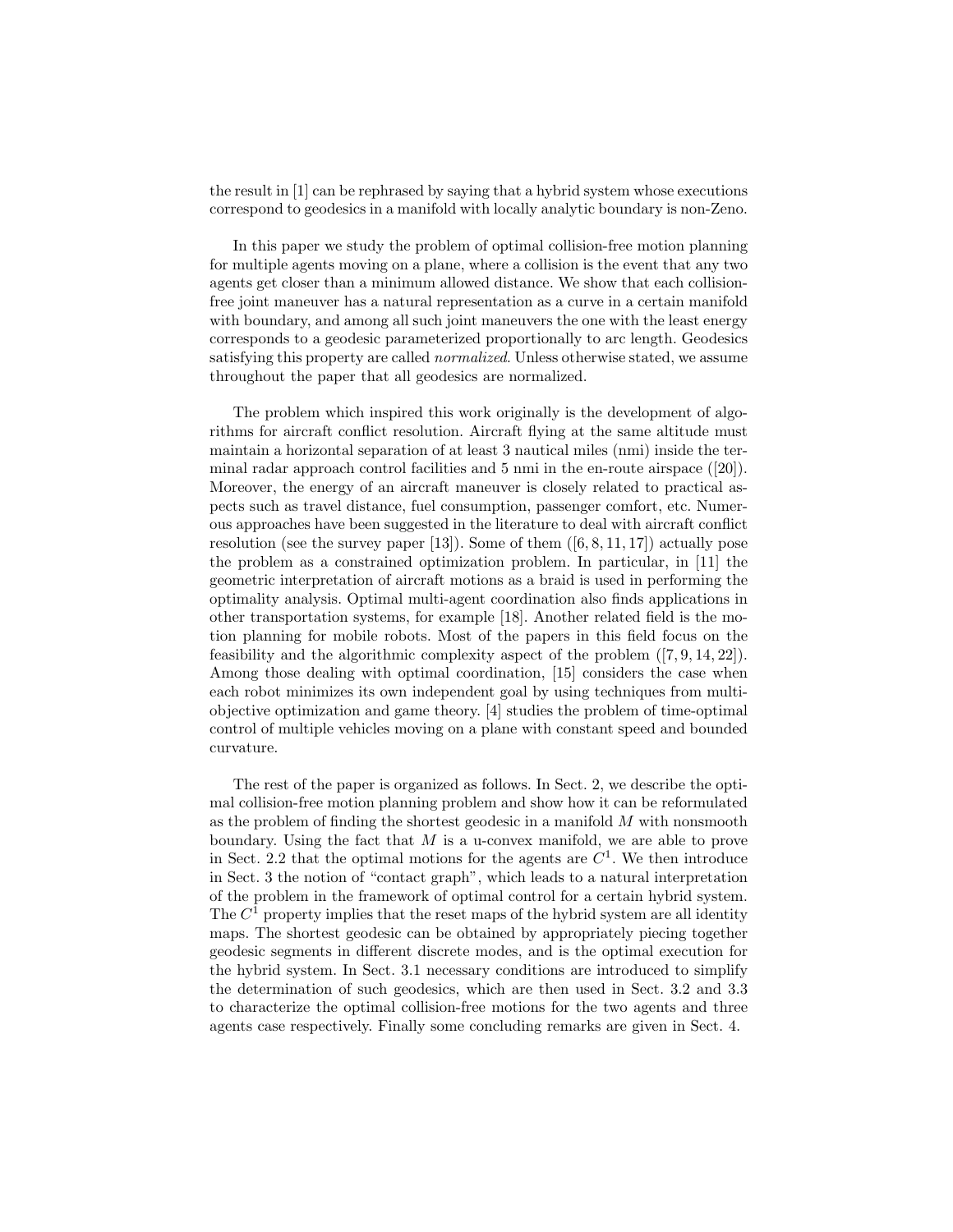the result in [1] can be rephrased by saying that a hybrid system whose executions correspond to geodesics in a manifold with locally analytic boundary is non-Zeno.

In this paper we study the problem of optimal collision-free motion planning for multiple agents moving on a plane, where a collision is the event that any two agents get closer than a minimum allowed distance. We show that each collision-free joint maneuver has a natural representation as a curve in a certain manifold with boundary, and among all such joint maneuvers the one with the least energy corresponds to a geodesic parameterized proportionally to arc length. Geodesics satisfying this property are called *normalized*. Unless otherwise stated, we assume throughout the paper that all geodesics are normalized.

The problem which inspired this work originally is the development of algorithms for aircraft conflict resolution. Aircraft flying at the same altitude must maintain a horizontal separation of at least 3 nautical miles (nmi) inside the terminal radar approach control facilities and 5 nmi in the en-route airspace ([20]). Moreover, the energy of an aircraft maneuver is closely related to practical aspects such as travel distance, fuel consumption, passenger comfort, etc. Numerous approaches have been suggested in the literature to deal with aircraft conflict resolution (see the survey paper [13]). Some of them ([6, 8, 11, 17]) actually pose the problem as a constrained optimization problem. In particular, in [11] the geometric interpretation of aircraft motions as a braid is used in performing the optimality analysis. Optimal multi-agent coordination also finds applications in other transportation systems, for example [18]. Another related field is the motion planning for mobile robots. Most of the papers in this field focus on the feasibility and the algorithmic complexity aspect of the problem ([7, 9, 14, 22]). Among those dealing with optimal coordination, [15] considers the case when each robot minimizes its own independent goal by using techniques from multi-objective optimization and game theory. [4] studies the problem of time-optimal control of multiple vehicles moving on a plane with constant speed and bounded curvature.

The rest of the paper is organized as follows. In Sect. 2, we describe the optimal collision-free motion planning problem and show how it can be reformulated as the problem of finding the shortest geodesic in a manifold $M$ with nonsmooth boundary. Using the fact that $M$ is a u-convex manifold, we are able to prove in Sect. 2.2 that the optimal motions for the agents are $C^1$. We then introduce in Sect. 3 the notion of "contact graph", which leads to a natural interpretation of the problem in the framework of optimal control for a certain hybrid system. The $C^1$ property implies that the reset maps of the hybrid system are all identity maps. The shortest geodesic can be obtained by appropriately piecing together geodesic segments in different discrete modes, and is the optimal execution for the hybrid system. In Sect. 3.1 necessary conditions are introduced to simplify the determination of such geodesics, which are then used in Sect. 3.2 and 3.3 to characterize the optimal collision-free motions for the two agents and three agents case respectively. Finally some concluding remarks are given in Sect. 4.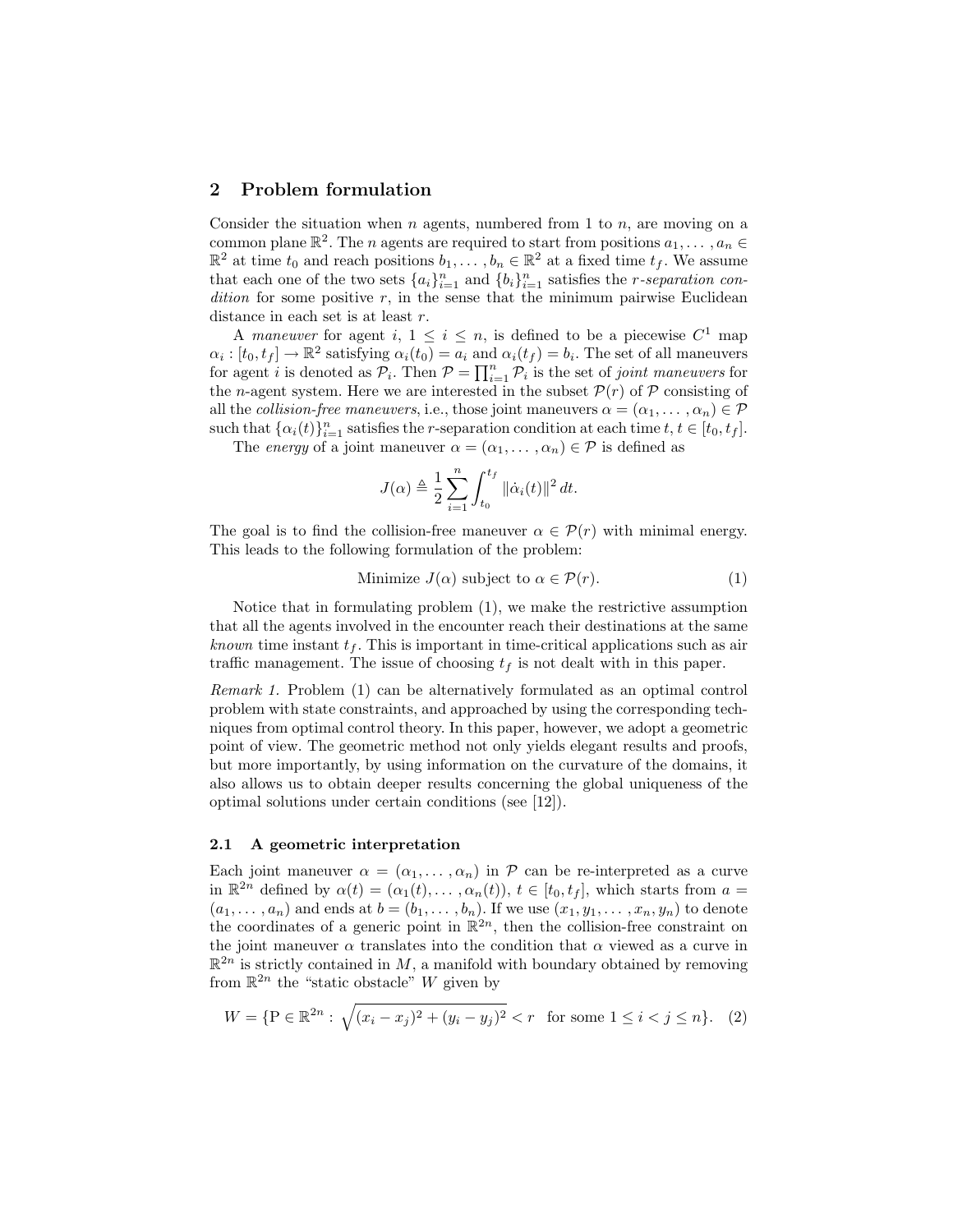## 2 Problem formulation

Consider the situation when $n$ agents, numbered from 1 to $n$, are moving on a common plane $\mathbb{R}^2$. The $n$ agents are required to start from positions $a_1, \dots, a_n \in \mathbb{R}^2$ at time $t_0$ and reach positions $b_1, \dots, b_n \in \mathbb{R}^2$ at a fixed time $t_f$. We assume that each one of the two sets $\{a_i\}_{i=1}^n$ and $\{b_i\}_{i=1}^n$ satisfies the *r-separation condition* for some positive $r$, in the sense that the minimum pairwise Euclidean distance in each set is at least $r$.

A *maneuver* for agent $i$, $1 \leq i \leq n$, is defined to be a piecewise $C^1$ map $\alpha_i : [t_0, t_f] \to \mathbb{R}^2$ satisfying $\alpha_i(t_0) = a_i$ and $\alpha_i(t_f) = b_i$. The set of all maneuvers for agent $i$ is denoted as $\mathcal{P}_i$. Then $\mathcal{P} = \prod_{i=1}^n \mathcal{P}_i$ is the set of *joint maneuvers* for the $n$-agent system. Here we are interested in the subset $\mathcal{P}(r)$ of $\mathcal{P}$ consisting of all the *collision-free maneuvers*, i.e., those joint maneuvers $\alpha = (\alpha_1, \dots, \alpha_n) \in \mathcal{P}$ such that $\{\alpha_i(t)\}_{i=1}^n$ satisfies the $r$-separation condition at each time $t$, $t \in [t_0, t_f]$.

The *energy* of a joint maneuver $\alpha = (\alpha_1, \dots, \alpha_n) \in \mathcal{P}$ is defined as

$$J(\alpha) \triangleq \frac{1}{2} \sum_{i=1}^{n} \int_{t_0}^{t_f} \|\dot{\alpha}_i(t)\|^2 \, dt.$$

The goal is to find the collision-free maneuver $\alpha \in \mathcal{P}(r)$ with minimal energy. This leads to the following formulation of the problem:

$$\text{Minimize } J(\alpha) \text{ subject to } \alpha \in \mathcal{P}(r). \tag{1}$$

Notice that in formulating problem (1), we make the restrictive assumption that all the agents involved in the encounter reach their destinations at the same *known* time instant $t_f$. This is important in time-critical applications such as air traffic management. The issue of choosing $t_f$ is not dealt with in this paper.

*Remark 1.* Problem (1) can be alternatively formulated as an optimal control problem with state constraints, and approached by using the corresponding techniques from optimal control theory. In this paper, however, we adopt a geometric point of view. The geometric method not only yields elegant results and proofs, but more importantly, by using information on the curvature of the domains, it also allows us to obtain deeper results concerning the global uniqueness of the optimal solutions under certain conditions (see [12]).

### 2.1 A geometric interpretation

Each joint maneuver $\alpha = (\alpha_1, \dots, \alpha_n)$ in $\mathcal{P}$ can be re-interpreted as a curve in $\mathbb{R}^{2n}$ defined by $\alpha(t) = (\alpha_1(t), \dots, \alpha_n(t))$, $t \in [t_0, t_f]$, which starts from $a = (a_1, \dots, a_n)$ and ends at $b = (b_1, \dots, b_n)$. If we use $(x_1, y_1, \dots, x_n, y_n)$ to denote the coordinates of a generic point in $\mathbb{R}^{2n}$, then the collision-free constraint on the joint maneuver $\alpha$ translates into the condition that $\alpha$ viewed as a curve in $\mathbb{R}^{2n}$ is strictly contained in $M$, a manifold with boundary obtained by removing from $\mathbb{R}^{2n}$ the "static obstacle" $W$ given by

$$W = \{\mathrm{P} \in \mathbb{R}^{2n} : \sqrt{(x_i - x_j)^2 + (y_i - y_j)^2} < r \quad \text{for some } 1 \leq i < j \leq n\}. \tag{2}$$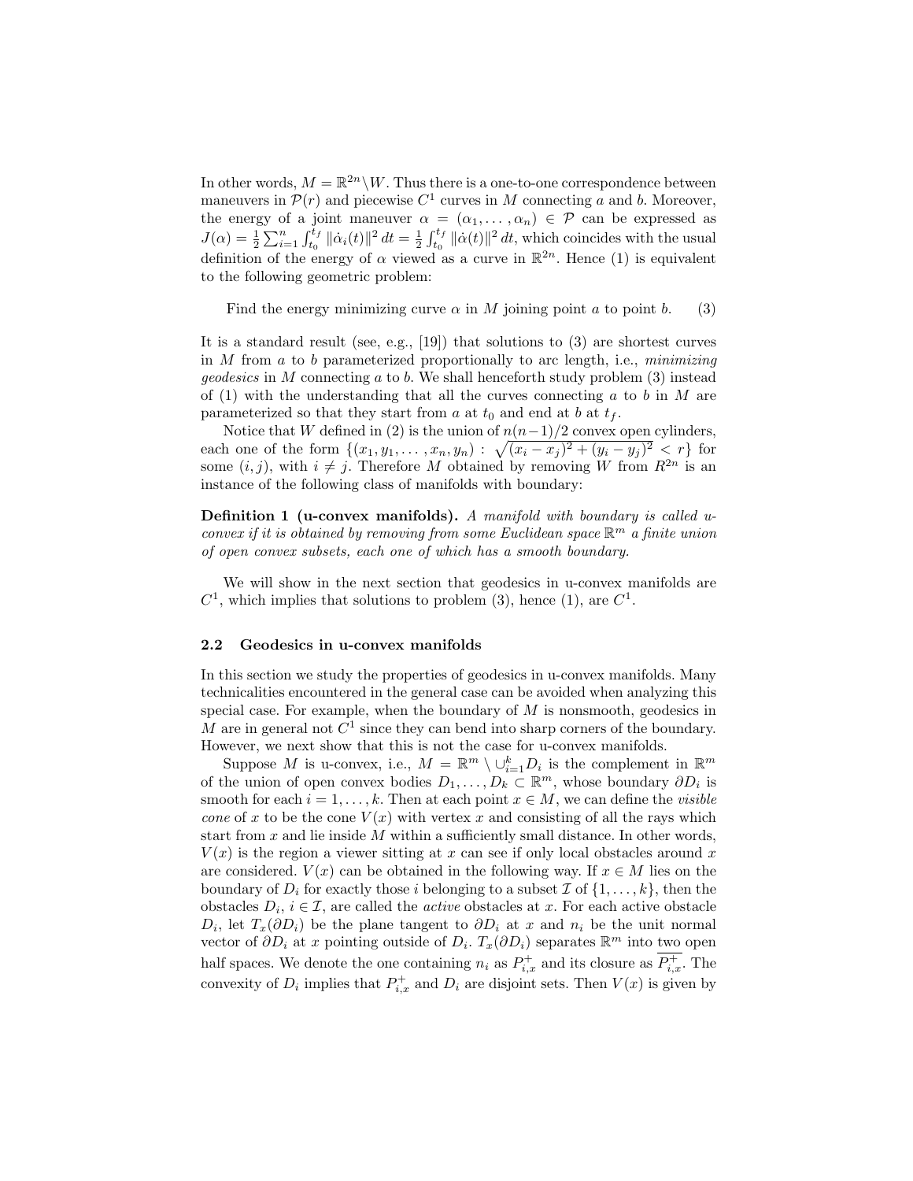In other words, $M = \mathbb{R}^{2n} \backslash W$. Thus there is a one-to-one correspondence between maneuvers in $\mathcal{P}(r)$ and piecewise $C^1$ curves in $M$ connecting $a$ and $b$. Moreover, the energy of a joint maneuver $\alpha = (\alpha_1, \dots, \alpha_n) \in \mathcal{P}$ can be expressed as $J(\alpha) = \frac{1}{2}\sum_{i=1}^{n} \int_{t_0}^{t_f} \|\dot{\alpha}_i(t)\|^2 \, dt = \frac{1}{2}\int_{t_0}^{t_f} \|\dot{\alpha}(t)\|^2 \, dt$, which coincides with the usual definition of the energy of $\alpha$ viewed as a curve in $\mathbb{R}^{2n}$. Hence (1) is equivalent to the following geometric problem:

$$\text{Find the energy minimizing curve } \alpha \text{ in } M \text{ joining point } a \text{ to point } b. \tag{3}$$

It is a standard result (see, e.g., [19]) that solutions to (3) are shortest curves in $M$ from $a$ to $b$ parameterized proportionally to arc length, i.e., *minimizing geodesics* in $M$ connecting $a$ to $b$. We shall henceforth study problem (3) instead of (1) with the understanding that all the curves connecting $a$ to $b$ in $M$ are parameterized so that they start from $a$ at $t_0$ and end at $b$ at $t_f$.

Notice that $W$ defined in (2) is the union of $n(n-1)/2$ convex open cylinders, each one of the form $\{(x_1, y_1, \dots, x_n, y_n) : \sqrt{(x_i - x_j)^2 + (y_i - y_j)^2} < r\}$ for some $(i, j)$, with $i \neq j$. Therefore $M$ obtained by removing $W$ from $R^{2n}$ is an instance of the following class of manifolds with boundary:

**Definition 1 (u-convex manifolds).** *A manifold with boundary is called u-convex if it is obtained by removing from some Euclidean space $\mathbb{R}^m$ a finite union of open convex subsets, each one of which has a smooth boundary.*

We will show in the next section that geodesics in u-convex manifolds are $C^1$, which implies that solutions to problem (3), hence (1), are $C^1$.

### 2.2 Geodesics in u-convex manifolds

In this section we study the properties of geodesics in u-convex manifolds. Many technicalities encountered in the general case can be avoided when analyzing this special case. For example, when the boundary of $M$ is nonsmooth, geodesics in $M$ are in general not $C^1$ since they can bend into sharp corners of the boundary. However, we next show that this is not the case for u-convex manifolds.

Suppose $M$ is u-convex, i.e., $M = \mathbb{R}^m \setminus \cup_{i=1}^{k} D_i$ is the complement in $\mathbb{R}^m$ of the union of open convex bodies $D_1, \dots, D_k \subset \mathbb{R}^m$, whose boundary $\partial D_i$ is smooth for each $i = 1, \dots, k$. Then at each point $x \in M$, we can define the *visible cone* of $x$ to be the cone $V(x)$ with vertex $x$ and consisting of all the rays which start from $x$ and lie inside $M$ within a sufficiently small distance. In other words, $V(x)$ is the region a viewer sitting at $x$ can see if only local obstacles around $x$ are considered. $V(x)$ can be obtained in the following way. If $x \in M$ lies on the boundary of $D_i$ for exactly those $i$ belonging to a subset $\mathcal{I}$ of $\{1, \dots, k\}$, then the obstacles $D_i$, $i \in \mathcal{I}$, are called the *active* obstacles at $x$. For each active obstacle $D_i$, let $T_x(\partial D_i)$ be the plane tangent to $\partial D_i$ at $x$ and $n_i$ be the unit normal vector of $\partial D_i$ at $x$ pointing outside of $D_i$. $T_x(\partial D_i)$ separates $\mathbb{R}^m$ into two open half spaces. We denote the one containing $n_i$ as $P_{i,x}^{+}$ and its closure as $\overline{P_{i,x}^{+}}$. The convexity of $D_i$ implies that $P_{i,x}^{+}$ and $D_i$ are disjoint sets. Then $V(x)$ is given by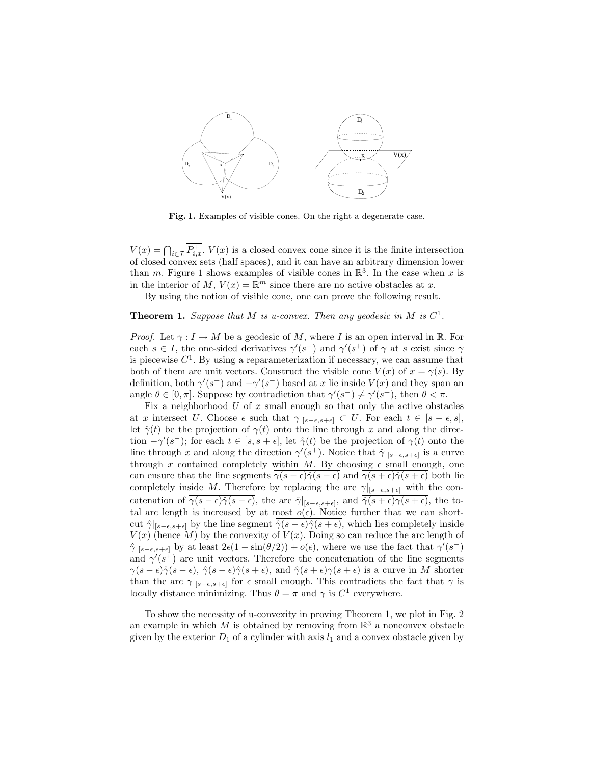**Fig. 1.** Examples of visible cones. On the right a degenerate case.

$V(x) = \bigcap_{i\in\mathcal{I}} \overline{P^+_{i,x}}$. $V(x)$ is a closed convex cone since it is the finite intersection of closed convex sets (half spaces), and it can have an arbitrary dimension lower than $m$. Figure 1 shows examples of visible cones in $\mathbb{R}^3$. In the case when $x$ is in the interior of $M$, $V(x) = \mathbb{R}^m$ since there are no active obstacles at $x$.

By using the notion of visible cone, one can prove the following result.

**Theorem 1.** *Suppose that $M$ is u-convex. Then any geodesic in $M$ is $C^1$.*

*Proof.* Let $\gamma : I \to M$ be a geodesic of $M$, where $I$ is an open interval in $\mathbb{R}$. For each $s \in I$, the one-sided derivatives $\gamma'(s^-)$ and $\gamma'(s^+)$ of $\gamma$ at $s$ exist since $\gamma$ is piecewise $C^1$. By using a reparameterization if necessary, we can assume that both of them are unit vectors. Construct the visible cone $V(x)$ of $x = \gamma(s)$. By definition, both $\gamma'(s^+)$ and $-\gamma'(s^-)$ based at $x$ lie inside $V(x)$ and they span an angle $\theta \in [0, \pi]$. Suppose by contradiction that $\gamma'(s^-) \neq \gamma'(s^+)$, then $\theta < \pi$.

Fix a neighborhood $U$ of $x$ small enough so that only the active obstacles at $x$ intersect $U$. Choose $\epsilon$ such that $\gamma|_{[s-\epsilon,s+\epsilon]} \subset U$. For each $t \in [s-\epsilon, s]$, let $\hat{\gamma}(t)$ be the projection of $\gamma(t)$ onto the line through $x$ and along the direction $-\gamma'(s^-)$; for each $t \in [s, s+\epsilon]$, let $\hat{\gamma}(t)$ be the projection of $\gamma(t)$ onto the line through $x$ and along the direction $\gamma'(s^+)$. Notice that $\hat{\gamma}|_{[s-\epsilon,s+\epsilon]}$ is a curve through $x$ contained completely within $M$. By choosing $\epsilon$ small enough, one can ensure that the line segments $\overline{\gamma(s-\epsilon)\hat{\gamma}(s-\epsilon)}$ and $\overline{\gamma(s+\epsilon)\hat{\gamma}(s+\epsilon)}$ both lie completely inside $M$. Therefore by replacing the arc $\gamma|_{[s-\epsilon,s+\epsilon]}$ with the concatenation of $\overline{\gamma(s-\epsilon)\hat{\gamma}(s-\epsilon)}$, the arc $\hat{\gamma}|_{[s-\epsilon,s+\epsilon]}$, and $\overline{\hat{\gamma}(s+\epsilon)\gamma(s+\epsilon)}$, the total arc length is increased by at most $o(\epsilon)$. Notice further that we can shortcut $\hat{\gamma}|_{[s-\epsilon,s+\epsilon]}$ by the line segment $\overline{\hat{\gamma}(s-\epsilon)\hat{\gamma}(s+\epsilon)}$, which lies completely inside $V(x)$ (hence $M$) by the convexity of $V(x)$. Doing so can reduce the arc length of $\hat{\gamma}|_{[s-\epsilon,s+\epsilon]}$ by at least $2\epsilon(1-\sin(\theta/2)) + o(\epsilon)$, where we use the fact that $\gamma'(s^-)$ and $\gamma'(s^+)$ are unit vectors. Therefore the concatenation of the line segments $\overline{\gamma(s-\epsilon)\hat{\gamma}(s-\epsilon)}$, $\overline{\hat{\gamma}(s-\epsilon)\hat{\gamma}(s+\epsilon)}$, and $\overline{\hat{\gamma}(s+\epsilon)\gamma(s+\epsilon)}$ is a curve in $M$ shorter than the arc $\gamma|_{[s-\epsilon,s+\epsilon]}$ for $\epsilon$ small enough. This contradicts the fact that $\gamma$ is locally distance minimizing. Thus $\theta = \pi$ and $\gamma$ is $C^1$ everywhere.

To show the necessity of u-convexity in proving Theorem 1, we plot in Fig. 2 an example in which $M$ is obtained by removing from $\mathbb{R}^3$ a nonconvex obstacle given by the exterior $D_1$ of a cylinder with axis $l_1$ and a convex obstacle given by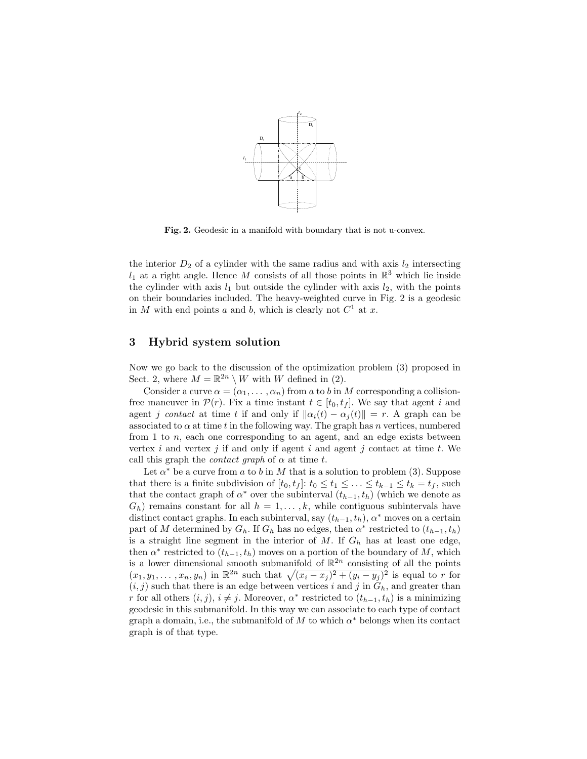**Fig. 2.** Geodesic in a manifold with boundary that is not u-convex.

the interior $D_2$ of a cylinder with the same radius and with axis $l_2$ intersecting $l_1$ at a right angle. Hence $M$ consists of all those points in $\mathbb{R}^3$ which lie inside the cylinder with axis $l_1$ but outside the cylinder with axis $l_2$, with the points on their boundaries included. The heavy-weighted curve in Fig. 2 is a geodesic in $M$ with end points $a$ and $b$, which is clearly not $C^1$ at $x$.

## 3 Hybrid system solution

Now we go back to the discussion of the optimization problem (3) proposed in Sect. 2, where $M = \mathbb{R}^{2n} \setminus W$ with $W$ defined in (2).

Consider a curve $\alpha = (\alpha_1, \dots, \alpha_n)$ from $a$ to $b$ in $M$ corresponding a collision-free maneuver in $\mathcal{P}(r)$. Fix a time instant $t \in [t_0, t_f]$. We say that agent $i$ and agent $j$ *contact* at time $t$ if and only if $\|\alpha_i(t) - \alpha_j(t)\| = r$. A graph can be associated to $\alpha$ at time $t$ in the following way. The graph has $n$ vertices, numbered from 1 to $n$, each one corresponding to an agent, and an edge exists between vertex $i$ and vertex $j$ if and only if agent $i$ and agent $j$ contact at time $t$. We call this graph the *contact graph* of $\alpha$ at time $t$.

Let $\alpha^*$ be a curve from $a$ to $b$ in $M$ that is a solution to problem (3). Suppose that there is a finite subdivision of $[t_0, t_f]$: $t_0 \leq t_1 \leq \ldots \leq t_{k-1} \leq t_k = t_f$, such that the contact graph of $\alpha^*$ over the subinterval $(t_{h-1}, t_h)$ (which we denote as $G_h$) remains constant for all $h = 1, \dots, k$, while contiguous subintervals have distinct contact graphs. In each subinterval, say $(t_{h-1}, t_h)$, $\alpha^*$ moves on a certain part of $M$ determined by $G_h$. If $G_h$ has no edges, then $\alpha^*$ restricted to $(t_{h-1}, t_h)$ is a straight line segment in the interior of $M$. If $G_h$ has at least one edge, then $\alpha^*$ restricted to $(t_{h-1}, t_h)$ moves on a portion of the boundary of $M$, which is a lower dimensional smooth submanifold of $\mathbb{R}^{2n}$ consisting of all the points $(x_1, y_1, \dots, x_n, y_n)$ in $\mathbb{R}^{2n}$ such that $\sqrt{(x_i - x_j)^2 + (y_i - y_j)^2}$ is equal to $r$ for $(i, j)$ such that there is an edge between vertices $i$ and $j$ in $G_h$, and greater than $r$ for all others $(i, j)$, $i \neq j$. Moreover, $\alpha^*$ restricted to $(t_{h-1}, t_h)$ is a minimizing geodesic in this submanifold. In this way we can associate to each type of contact graph a domain, i.e., the submanifold of $M$ to which $\alpha^*$ belongs when its contact graph is of that type.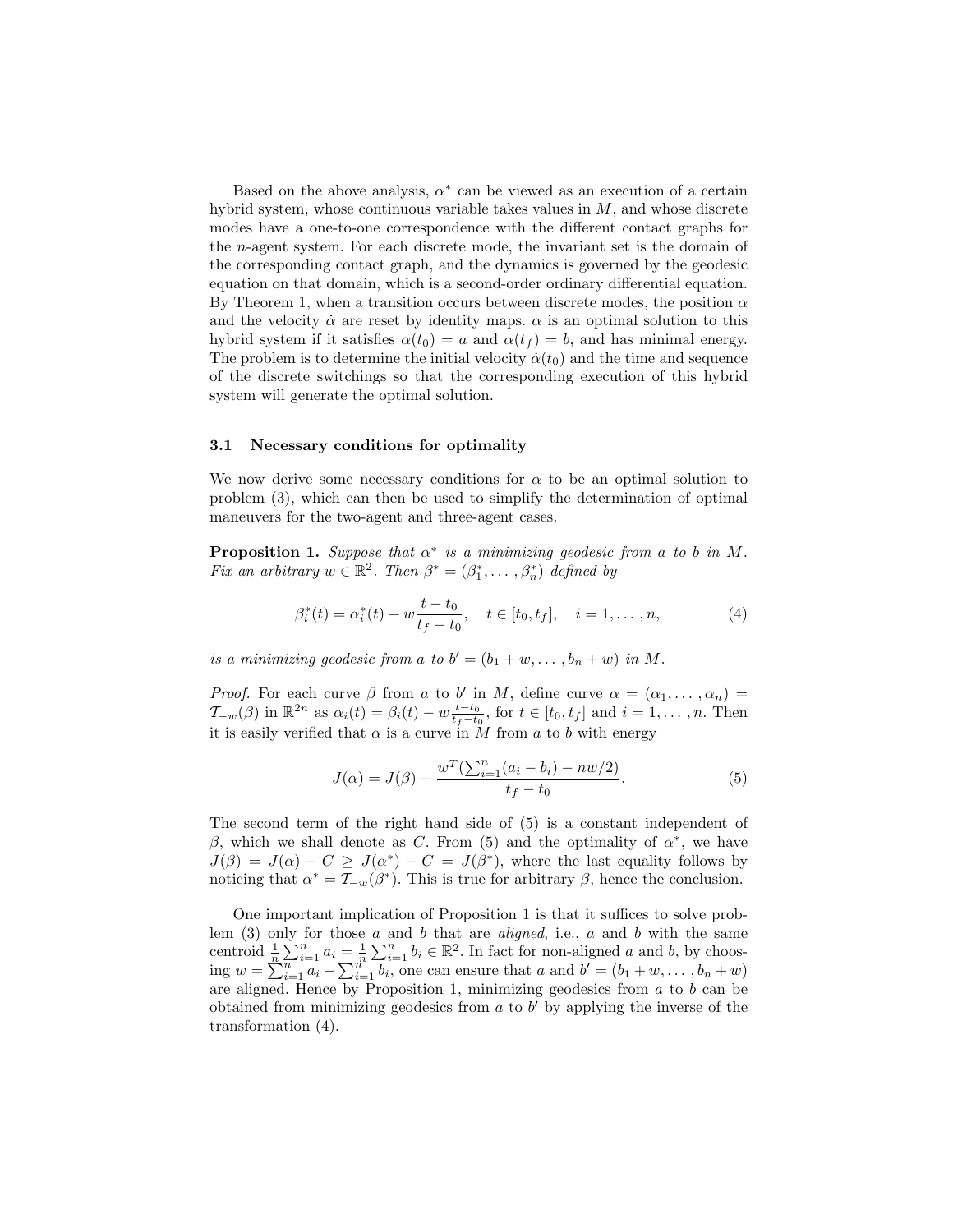Based on the above analysis, $\alpha^*$ can be viewed as an execution of a certain hybrid system, whose continuous variable takes values in $M$, and whose discrete modes have a one-to-one correspondence with the different contact graphs for the $n$-agent system. For each discrete mode, the invariant set is the domain of the corresponding contact graph, and the dynamics is governed by the geodesic equation on that domain, which is a second-order ordinary differential equation. By Theorem 1, when a transition occurs between discrete modes, the position $\alpha$ and the velocity $\dot{\alpha}$ are reset by identity maps. $\alpha$ is an optimal solution to this hybrid system if it satisfies $\alpha(t_0) = a$ and $\alpha(t_f) = b$, and has minimal energy. The problem is to determine the initial velocity $\dot{\alpha}(t_0)$ and the time and sequence of the discrete switchings so that the corresponding execution of this hybrid system will generate the optimal solution.

### 3.1 Necessary conditions for optimality

We now derive some necessary conditions for $\alpha$ to be an optimal solution to problem (3), which can then be used to simplify the determination of optimal maneuvers for the two-agent and three-agent cases.

**Proposition 1.** *Suppose that $\alpha^*$ is a minimizing geodesic from $a$ to $b$ in $M$. Fix an arbitrary $w \in \mathbb{R}^2$. Then $\beta^* = (\beta_1^*, \dots, \beta_n^*)$ defined by*

$$\beta_i^*(t) = \alpha_i^*(t) + w\frac{t - t_0}{t_f - t_0}, \quad t \in [t_0, t_f], \quad i = 1, \dots, n, \tag{4}$$

*is a minimizing geodesic from $a$ to $b' = (b_1 + w, \dots, b_n + w)$ in $M$.*

*Proof.* For each curve $\beta$ from $a$ to $b'$ in $M$, define curve $\alpha = (\alpha_1, \dots, \alpha_n) = \mathcal{T}_{-w}(\beta)$ in $\mathbb{R}^{2n}$ as $\alpha_i(t) = \beta_i(t) - w\frac{t-t_0}{t_f-t_0}$, for $t \in [t_0, t_f]$ and $i = 1, \dots, n$. Then it is easily verified that $\alpha$ is a curve in $M$ from $a$ to $b$ with energy

$$J(\alpha) = J(\beta) + \frac{w^T(\sum_{i=1}^n (a_i - b_i) - nw/2)}{t_f - t_0}. \tag{5}$$

The second term of the right hand side of (5) is a constant independent of $\beta$, which we shall denote as $C$. From (5) and the optimality of $\alpha^*$, we have $J(\beta) = J(\alpha) - C \geq J(\alpha^*) - C = J(\beta^*)$, where the last equality follows by noticing that $\alpha^* = \mathcal{T}_{-w}(\beta^*)$. This is true for arbitrary $\beta$, hence the conclusion.

One important implication of Proposition 1 is that it suffices to solve problem (3) only for those $a$ and $b$ that are *aligned*, i.e., $a$ and $b$ with the same centroid $\frac{1}{n}\sum_{i=1}^n a_i = \frac{1}{n}\sum_{i=1}^n b_i \in \mathbb{R}^2$. In fact for non-aligned $a$ and $b$, by choosing $w = \sum_{i=1}^n a_i - \sum_{i=1}^n b_i$, one can ensure that $a$ and $b' = (b_1 + w, \dots, b_n + w)$ are aligned. Hence by Proposition 1, minimizing geodesics from $a$ to $b$ can be obtained from minimizing geodesics from $a$ to $b'$ by applying the inverse of the transformation (4).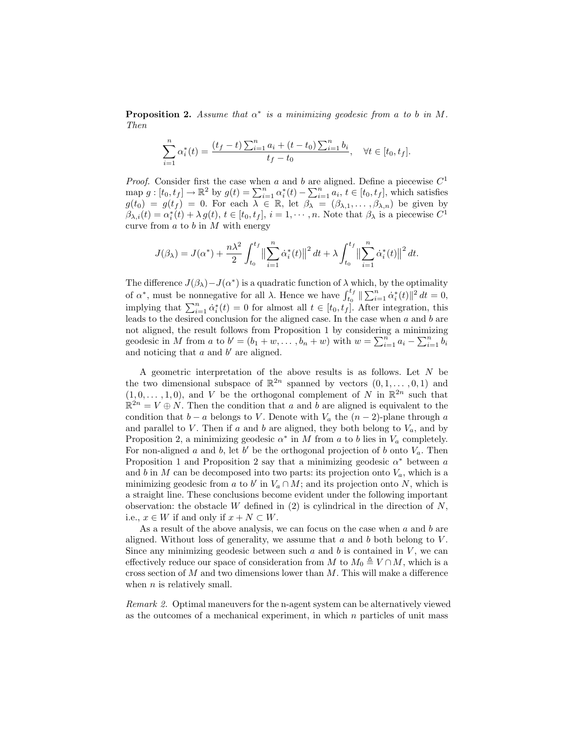**Proposition 2.** *Assume that $\alpha^*$ is a minimizing geodesic from $a$ to $b$ in $M$. Then*

$$\sum_{i=1}^{n} \alpha_i^*(t) = \frac{(t_f - t)\sum_{i=1}^{n} a_i + (t - t_0)\sum_{i=1}^{n} b_i}{t_f - t_0}, \quad \forall t \in [t_0, t_f].$$

*Proof.* Consider first the case when $a$ and $b$ are aligned. Define a piecewise $C^1$ map $g : [t_0, t_f] \to \mathbb{R}^2$ by $g(t) = \sum_{i=1}^{n} \alpha_i^*(t) - \sum_{i=1}^{n} a_i$, $t \in [t_0, t_f]$, which satisfies $g(t_0) = g(t_f) = 0$. For each $\lambda \in \mathbb{R}$, let $\beta_\lambda = (\beta_{\lambda,1}, \ldots, \beta_{\lambda,n})$ be given by $\beta_{\lambda,i}(t) = \alpha_i^*(t) + \lambda\, g(t)$, $t \in [t_0, t_f]$, $i = 1, \cdots, n$. Note that $\beta_\lambda$ is a piecewise $C^1$ curve from $a$ to $b$ in $M$ with energy

$$J(\beta_\lambda) = J(\alpha^*) + \frac{n\lambda^2}{2}\int_{t_0}^{t_f} \Big\|\sum_{i=1}^{n} \dot{\alpha}_i^*(t)\Big\|^2 dt + \lambda \int_{t_0}^{t_f} \Big\|\sum_{i=1}^{n} \dot{\alpha}_i^*(t)\Big\|^2 dt.$$

The difference $J(\beta_\lambda) - J(\alpha^*)$ is a quadratic function of $\lambda$ which, by the optimality of $\alpha^*$, must be nonnegative for all $\lambda$. Hence we have $\int_{t_0}^{t_f} \| \sum_{i=1}^{n} \dot{\alpha}_i^*(t)\|^2\, dt = 0$, implying that $\sum_{i=1}^{n} \dot{\alpha}_i^*(t) = 0$ for almost all $t \in [t_0, t_f]$. After integration, this leads to the desired conclusion for the aligned case. In the case when $a$ and $b$ are not aligned, the result follows from Proposition 1 by considering a minimizing geodesic in $M$ from $a$ to $b' = (b_1 + w, \ldots, b_n + w)$ with $w = \sum_{i=1}^{n} a_i - \sum_{i=1}^{n} b_i$ and noticing that $a$ and $b'$ are aligned.

A geometric interpretation of the above results is as follows. Let $N$ be the two dimensional subspace of $\mathbb{R}^{2n}$ spanned by vectors $(0, 1, \ldots, 0, 1)$ and $(1, 0, \ldots, 1, 0)$, and $V$ be the orthogonal complement of $N$ in $\mathbb{R}^{2n}$ such that $\mathbb{R}^{2n} = V \oplus N$. Then the condition that $a$ and $b$ are aligned is equivalent to the condition that $b - a$ belongs to $V$. Denote with $V_a$ the $(n-2)$-plane through $a$ and parallel to $V$. Then if $a$ and $b$ are aligned, they both belong to $V_a$, and by Proposition 2, a minimizing geodesic $\alpha^*$ in $M$ from $a$ to $b$ lies in $V_a$ completely. For non-aligned $a$ and $b$, let $b'$ be the orthogonal projection of $b$ onto $V_a$. Then Proposition 1 and Proposition 2 say that a minimizing geodesic $\alpha^*$ between $a$ and $b$ in $M$ can be decomposed into two parts: its projection onto $V_a$, which is a minimizing geodesic from $a$ to $b'$ in $V_a \cap M$; and its projection onto $N$, which is a straight line. These conclusions become evident under the following important observation: the obstacle $W$ defined in (2) is cylindrical in the direction of $N$, i.e., $x \in W$ if and only if $x + N \subset W$.

As a result of the above analysis, we can focus on the case when $a$ and $b$ are aligned. Without loss of generality, we assume that $a$ and $b$ both belong to $V$. Since any minimizing geodesic between such $a$ and $b$ is contained in $V$, we can effectively reduce our space of consideration from $M$ to $M_0 \triangleq V \cap M$, which is a cross section of $M$ and two dimensions lower than $M$. This will make a difference when $n$ is relatively small.

*Remark 2.* Optimal maneuvers for the n-agent system can be alternatively viewed as the outcomes of a mechanical experiment, in which $n$ particles of unit mass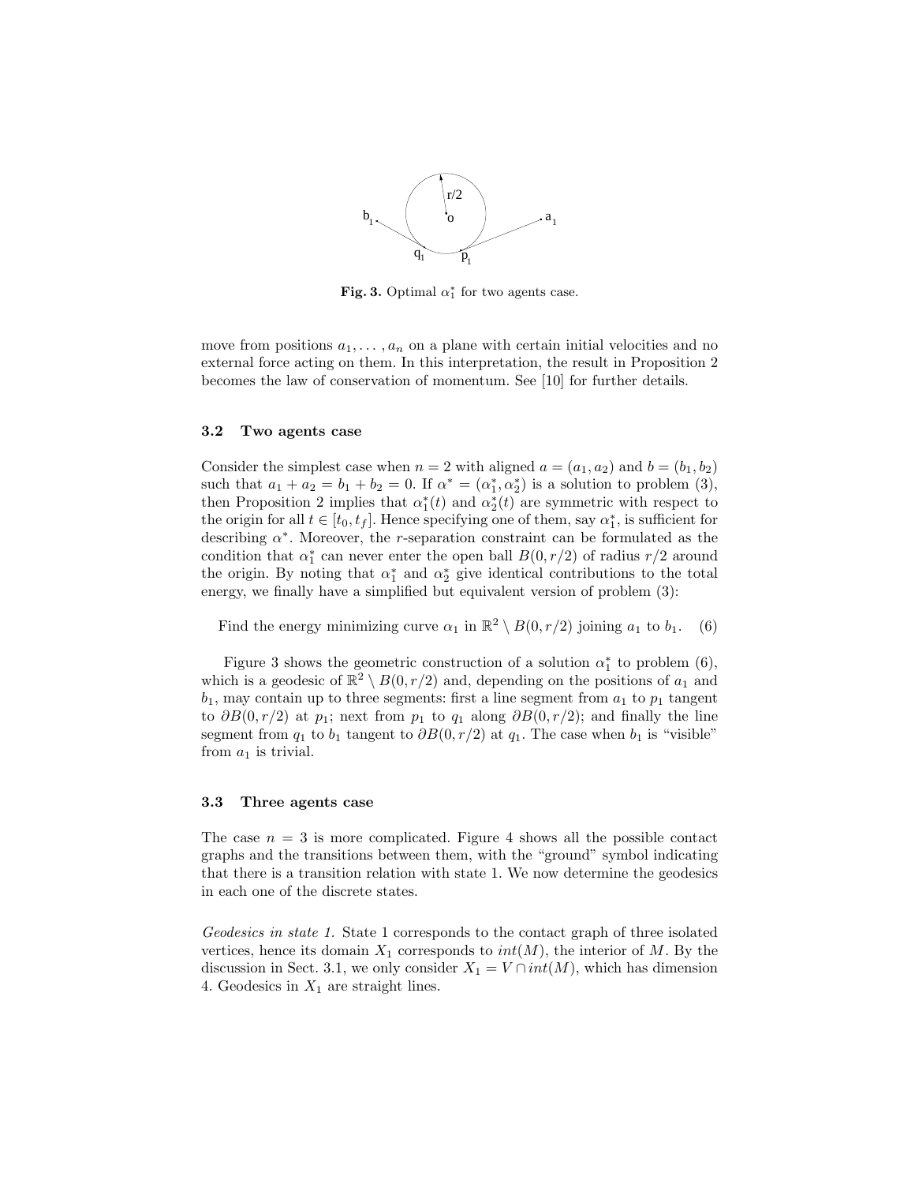**Fig. 3.** Optimal $\alpha_1^*$ for two agents case.

move from positions $a_1, \ldots, a_n$ on a plane with certain initial velocities and no external force acting on them. In this interpretation, the result in Proposition 2 becomes the law of conservation of momentum. See [10] for further details.

### 3.2 Two agents case

Consider the simplest case when $n = 2$ with aligned $a = (a_1, a_2)$ and $b = (b_1, b_2)$ such that $a_1 + a_2 = b_1 + b_2 = 0$. If $\alpha^* = (\alpha_1^*, \alpha_2^*)$ is a solution to problem (3), then Proposition 2 implies that $\alpha_1^*(t)$ and $\alpha_2^*(t)$ are symmetric with respect to the origin for all $t \in [t_0, t_f]$. Hence specifying one of them, say $\alpha_1^*$, is sufficient for describing $\alpha^*$. Moreover, the $r$-separation constraint can be formulated as the condition that $\alpha_1^*$ can never enter the open ball $B(0, r/2)$ of radius $r/2$ around the origin. By noting that $\alpha_1^*$ and $\alpha_2^*$ give identical contributions to the total energy, we finally have a simplified but equivalent version of problem (3):

$$\text{Find the energy minimizing curve } \alpha_1 \text{ in } \mathbb{R}^2 \setminus B(0, r/2) \text{ joining } a_1 \text{ to } b_1. \quad (6)$$

Figure 3 shows the geometric construction of a solution $\alpha_1^*$ to problem (6), which is a geodesic of $\mathbb{R}^2 \setminus B(0, r/2)$ and, depending on the positions of $a_1$ and $b_1$, may contain up to three segments: first a line segment from $a_1$ to $p_1$ tangent to $\partial B(0, r/2)$ at $p_1$; next from $p_1$ to $q_1$ along $\partial B(0, r/2)$; and finally the line segment from $q_1$ to $b_1$ tangent to $\partial B(0, r/2)$ at $q_1$. The case when $b_1$ is "visible" from $a_1$ is trivial.

### 3.3 Three agents case

The case $n = 3$ is more complicated. Figure 4 shows all the possible contact graphs and the transitions between them, with the "ground" symbol indicating that there is a transition relation with state 1. We now determine the geodesics in each one of the discrete states.

*Geodesics in state 1.* State 1 corresponds to the contact graph of three isolated vertices, hence its domain $X_1$ corresponds to $int(M)$, the interior of $M$. By the discussion in Sect. 3.1, we only consider $X_1 = V \cap int(M)$, which has dimension 4. Geodesics in $X_1$ are straight lines.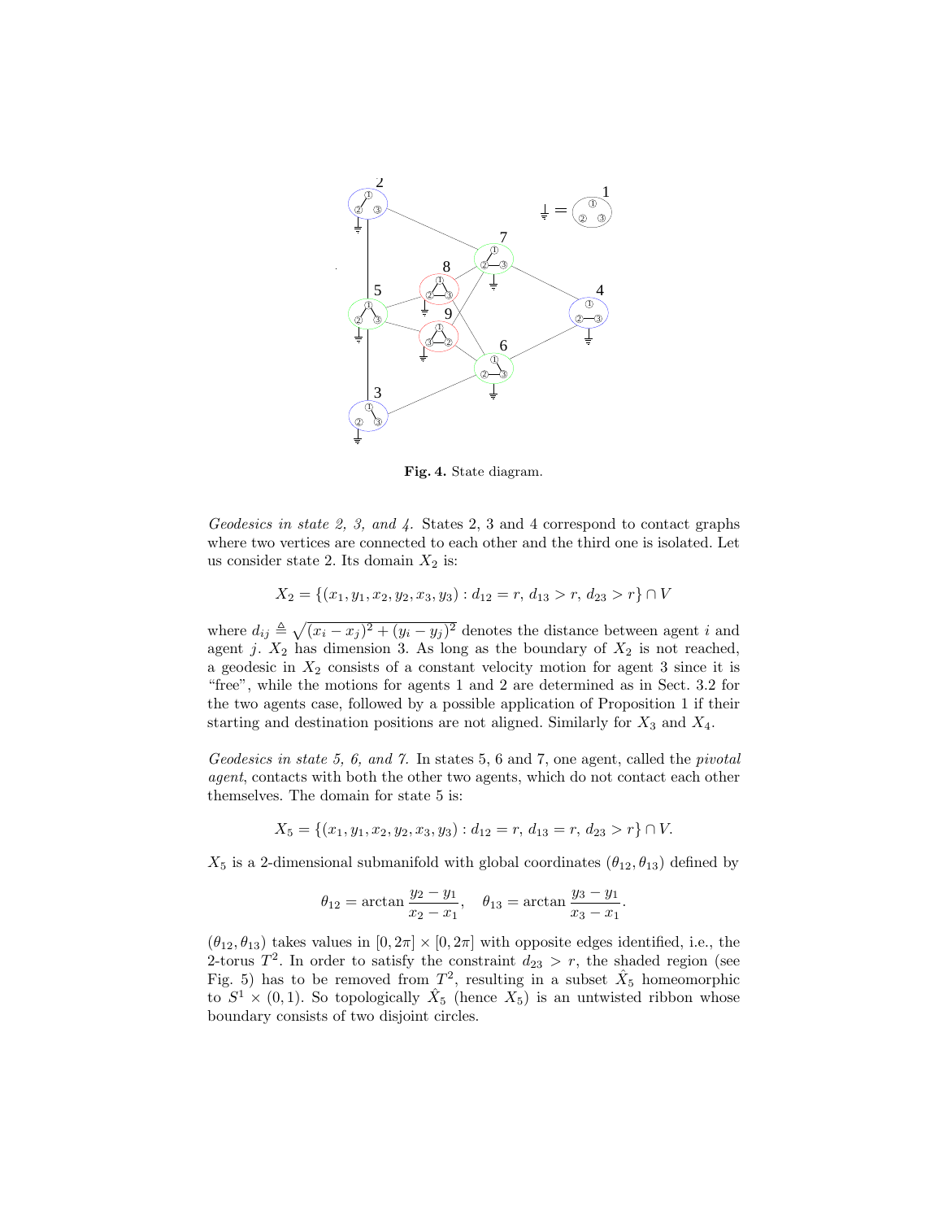**Fig. 4.** State diagram.

*Geodesics in state 2, 3, and 4.* States 2, 3 and 4 correspond to contact graphs where two vertices are connected to each other and the third one is isolated. Let us consider state 2. Its domain $X_2$ is:

$$X_2 = \{(x_1, y_1, x_2, y_2, x_3, y_3) : d_{12} = r,\, d_{13} > r,\, d_{23} > r\} \cap V$$

where $d_{ij} \triangleq \sqrt{(x_i - x_j)^2 + (y_i - y_j)^2}$ denotes the distance between agent $i$ and agent $j$. $X_2$ has dimension 3. As long as the boundary of $X_2$ is not reached, a geodesic in $X_2$ consists of a constant velocity motion for agent 3 since it is "free", while the motions for agents 1 and 2 are determined as in Sect. 3.2 for the two agents case, followed by a possible application of Proposition 1 if their starting and destination positions are not aligned. Similarly for $X_3$ and $X_4$.

*Geodesics in state 5, 6, and 7.* In states 5, 6 and 7, one agent, called the *pivotal agent*, contacts with both the other two agents, which do not contact each other themselves. The domain for state 5 is:

$$X_5 = \{(x_1, y_1, x_2, y_2, x_3, y_3) : d_{12} = r,\, d_{13} = r,\, d_{23} > r\} \cap V.$$

$X_5$ is a 2-dimensional submanifold with global coordinates $(\theta_{12}, \theta_{13})$ defined by

$$\theta_{12} = \arctan \frac{y_2 - y_1}{x_2 - x_1}, \quad \theta_{13} = \arctan \frac{y_3 - y_1}{x_3 - x_1}.$$

$(\theta_{12}, \theta_{13})$ takes values in $[0, 2\pi] \times [0, 2\pi]$ with opposite edges identified, i.e., the 2-torus $T^2$. In order to satisfy the constraint $d_{23} > r$, the shaded region (see Fig. 5) has to be removed from $T^2$, resulting in a subset $\hat{X}_5$ homeomorphic to $S^1 \times (0, 1)$. So topologically $\hat{X}_5$ (hence $X_5$) is an untwisted ribbon whose boundary consists of two disjoint circles.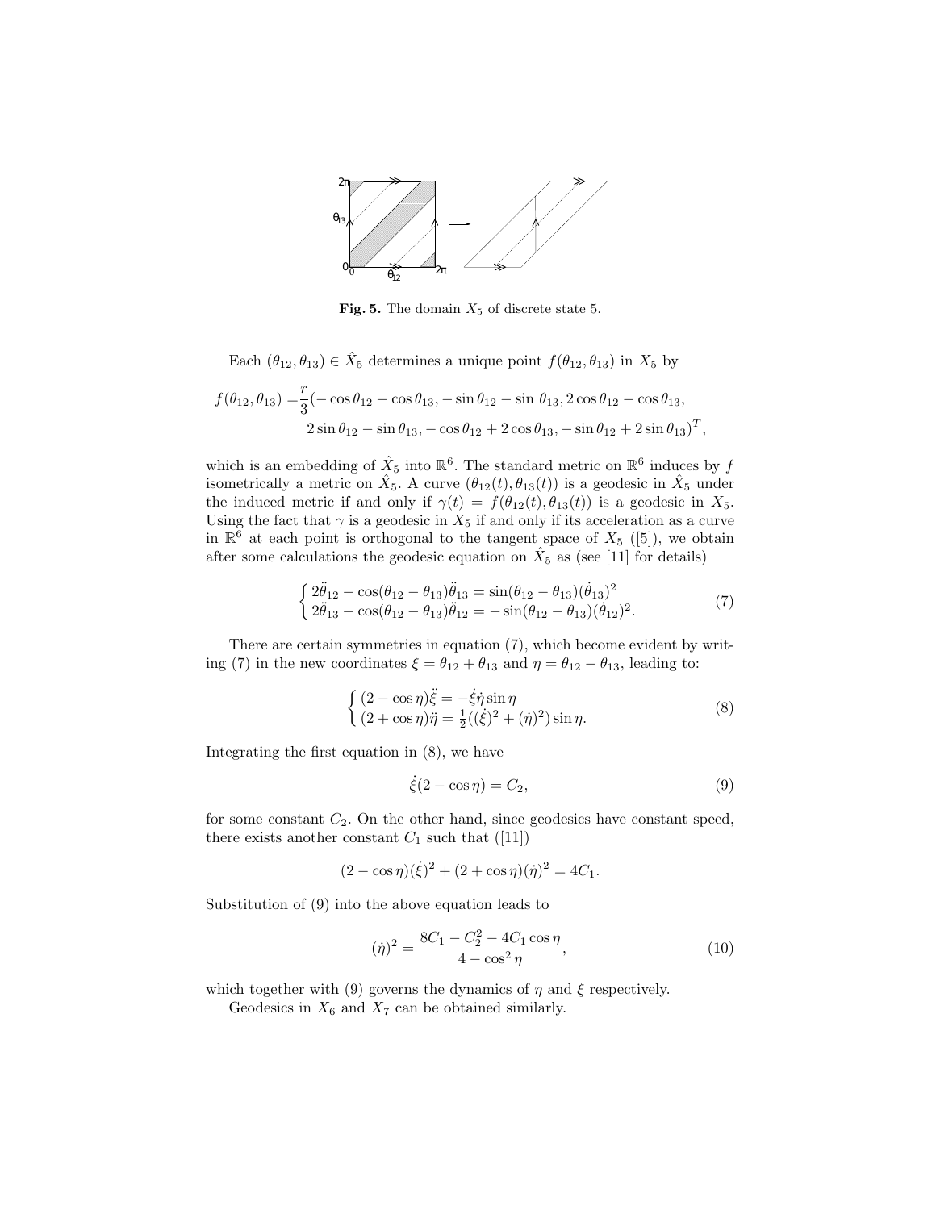**Fig. 5.** The domain $X_5$ of discrete state 5.

Each $(\theta_{12}, \theta_{13}) \in \hat{X}_5$ determines a unique point $f(\theta_{12}, \theta_{13})$ in $X_5$ by

$$
\begin{aligned}
f(\theta_{12}, \theta_{13}) = &\frac{r}{3}(-\cos\theta_{12} - \cos\theta_{13}, -\sin\theta_{12} - \sin\theta_{13}, 2\cos\theta_{12} - \cos\theta_{13}, \\
&2\sin\theta_{12} - \sin\theta_{13}, -\cos\theta_{12} + 2\cos\theta_{13}, -\sin\theta_{12} + 2\sin\theta_{13})^T,
\end{aligned}
$$

which is an embedding of $\hat{X}_5$ into $\mathbb{R}^6$. The standard metric on $\mathbb{R}^6$ induces by $f$ isometrically a metric on $\hat{X}_5$. A curve $(\theta_{12}(t), \theta_{13}(t))$ is a geodesic in $\hat{X}_5$ under the induced metric if and only if $\gamma(t) = f(\theta_{12}(t), \theta_{13}(t))$ is a geodesic in $X_5$. Using the fact that $\gamma$ is a geodesic in $X_5$ if and only if its acceleration as a curve in $\mathbb{R}^6$ at each point is orthogonal to the tangent space of $X_5$ ([5]), we obtain after some calculations the geodesic equation on $\hat{X}_5$ as (see [11] for details)

$$
\begin{cases}
2\ddot{\theta}_{12} - \cos(\theta_{12} - \theta_{13})\ddot{\theta}_{13} = \sin(\theta_{12} - \theta_{13})(\dot{\theta}_{13})^2 \\
2\ddot{\theta}_{13} - \cos(\theta_{12} - \theta_{13})\ddot{\theta}_{12} = -\sin(\theta_{12} - \theta_{13})(\dot{\theta}_{12})^2.
\end{cases}
\tag{7}
$$

There are certain symmetries in equation (7), which become evident by writing (7) in the new coordinates $\xi = \theta_{12} + \theta_{13}$ and $\eta = \theta_{12} - \theta_{13}$, leading to:

$$
\begin{cases}
(2 - \cos\eta)\ddot{\xi} = -\dot{\xi}\dot{\eta}\sin\eta \\
(2 + \cos\eta)\ddot{\eta} = \frac{1}{2}((\dot{\xi})^2 + (\dot{\eta})^2)\sin\eta.
\end{cases}
\tag{8}
$$

Integrating the first equation in (8), we have

$$
\dot{\xi}(2 - \cos\eta) = C_2, \tag{9}
$$

for some constant $C_2$. On the other hand, since geodesics have constant speed, there exists another constant $C_1$ such that ([11])

$$
(2 - \cos\eta)(\dot{\xi})^2 + (2 + \cos\eta)(\dot{\eta})^2 = 4C_1.
$$

Substitution of (9) into the above equation leads to

$$
(\dot{\eta})^2 = \frac{8C_1 - C_2^2 - 4C_1\cos\eta}{4 - \cos^2\eta}, \tag{10}
$$

which together with (9) governs the dynamics of $\eta$ and $\xi$ respectively.

Geodesics in $X_6$ and $X_7$ can be obtained similarly.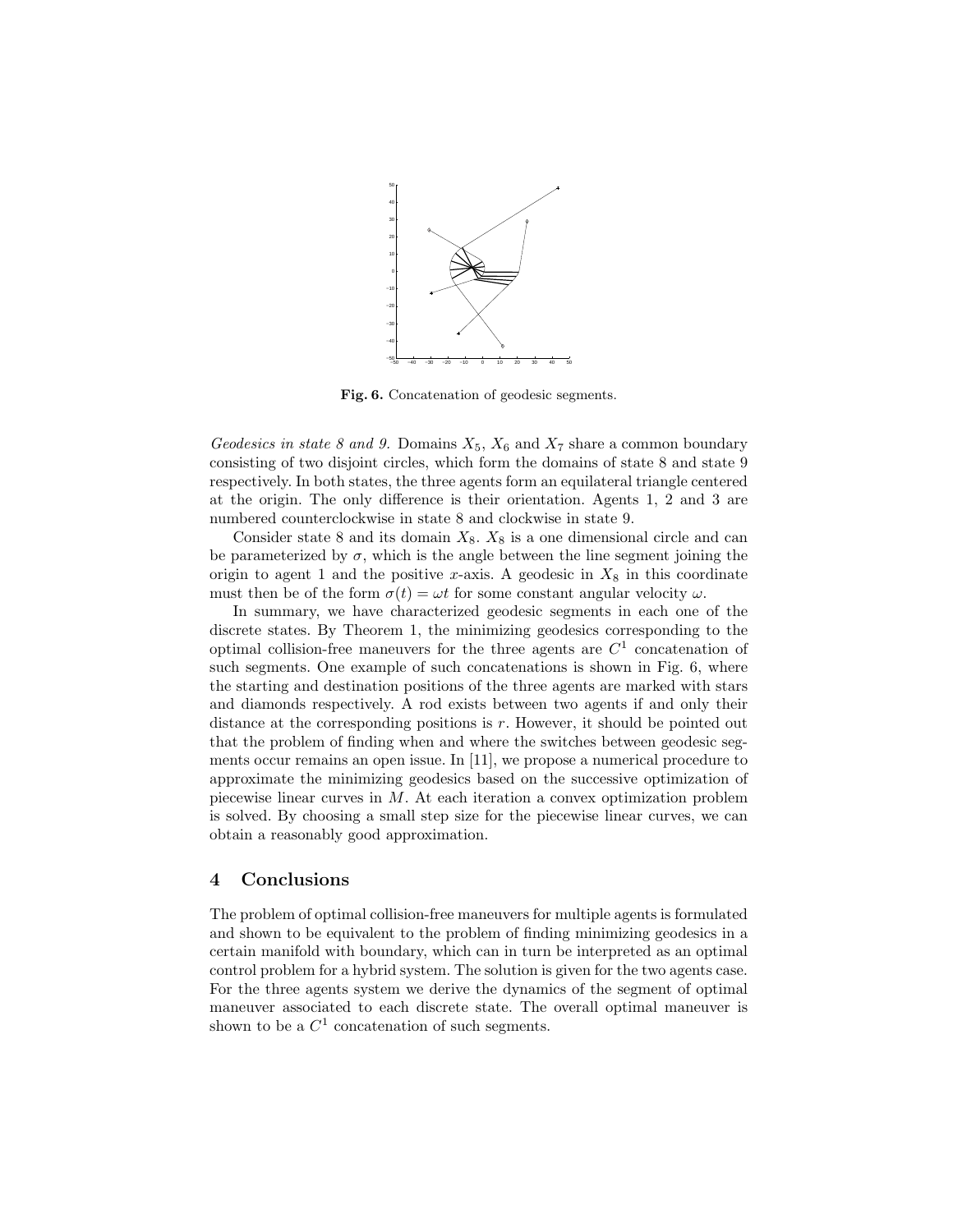**Fig. 6.** Concatenation of geodesic segments.

*Geodesics in state 8 and 9.* Domains $X_5$, $X_6$ and $X_7$ share a common boundary consisting of two disjoint circles, which form the domains of state 8 and state 9 respectively. In both states, the three agents form an equilateral triangle centered at the origin. The only difference is their orientation. Agents 1, 2 and 3 are numbered counterclockwise in state 8 and clockwise in state 9.

Consider state 8 and its domain $X_8$. $X_8$ is a one dimensional circle and can be parameterized by $\sigma$, which is the angle between the line segment joining the origin to agent 1 and the positive $x$-axis. A geodesic in $X_8$ in this coordinate must then be of the form $\sigma(t) = \omega t$ for some constant angular velocity $\omega$.

In summary, we have characterized geodesic segments in each one of the discrete states. By Theorem 1, the minimizing geodesics corresponding to the optimal collision-free maneuvers for the three agents are $C^1$ concatenation of such segments. One example of such concatenations is shown in Fig. 6, where the starting and destination positions of the three agents are marked with stars and diamonds respectively. A rod exists between two agents if and only their distance at the corresponding positions is $r$. However, it should be pointed out that the problem of finding when and where the switches between geodesic segments occur remains an open issue. In [11], we propose a numerical procedure to approximate the minimizing geodesics based on the successive optimization of piecewise linear curves in $M$. At each iteration a convex optimization problem is solved. By choosing a small step size for the piecewise linear curves, we can obtain a reasonably good approximation.

## 4 Conclusions

The problem of optimal collision-free maneuvers for multiple agents is formulated and shown to be equivalent to the problem of finding minimizing geodesics in a certain manifold with boundary, which can in turn be interpreted as an optimal control problem for a hybrid system. The solution is given for the two agents case. For the three agents system we derive the dynamics of the segment of optimal maneuver associated to each discrete state. The overall optimal maneuver is shown to be a $C^1$ concatenation of such segments.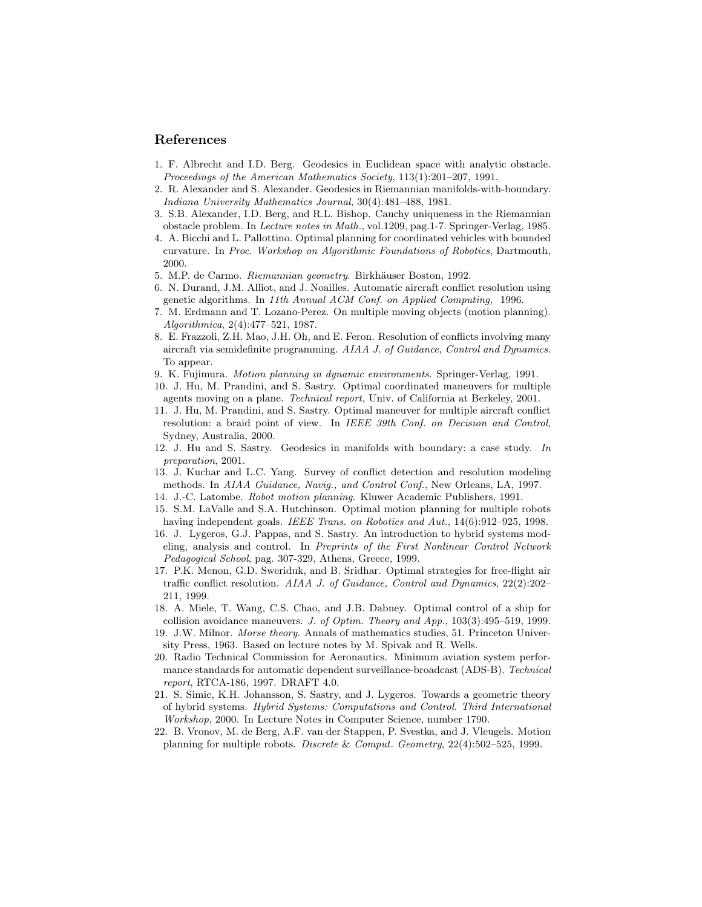## References

1. F. Albrecht and I.D. Berg. Geodesics in Euclidean space with analytic obstacle. *Proceedings of the American Mathematics Society*, 113(1):201–207, 1991.
2. R. Alexander and S. Alexander. Geodesics in Riemannian manifolds-with-boundary. *Indiana University Mathematics Journal*, 30(4):481–488, 1981.
3. S.B. Alexander, I.D. Berg, and R.L. Bishop. Cauchy uniqueness in the Riemannian obstacle problem. In *Lecture notes in Math.*, vol.1209, pag.1-7. Springer-Verlag, 1985.
4. A. Bicchi and L. Pallottino. Optimal planning for coordinated vehicles with bounded curvature. In *Proc. Workshop on Algorithmic Foundations of Robotics*, Dartmouth, 2000.
5. M.P. de Carmo. *Riemannian geometry*. Birkhäuser Boston, 1992.
6. N. Durand, J.M. Alliot, and J. Noailles. Automatic aircraft conflict resolution using genetic algorithms. In *11th Annual ACM Conf. on Applied Computing,* 1996.
7. M. Erdmann and T. Lozano-Perez. On multiple moving objects (motion planning). *Algorithmica*, 2(4):477–521, 1987.
8. E. Frazzoli, Z.H. Mao, J.H. Oh, and E. Feron. Resolution of conflicts involving many aircraft via semidefinite programming. *AIAA J. of Guidance, Control and Dynamics*. To appear.
9. K. Fujimura. *Motion planning in dynamic environments*. Springer-Verlag, 1991.
10. J. Hu, M. Prandini, and S. Sastry. Optimal coordinated maneuvers for multiple agents moving on a plane. *Technical report,* Univ. of California at Berkeley, 2001.
11. J. Hu, M. Prandini, and S. Sastry. Optimal maneuver for multiple aircraft conflict resolution: a braid point of view. In *IEEE 39th Conf. on Decision and Control*, Sydney, Australia, 2000.
12. J. Hu and S. Sastry. Geodesics in manifolds with boundary: a case study. *In preparation*, 2001.
13. J. Kuchar and L.C. Yang. Survey of conflict detection and resolution modeling methods. In *AIAA Guidance, Navig., and Control Conf.*, New Orleans, LA, 1997.
14. J.-C. Latombe. *Robot motion planning*. Kluwer Academic Publishers, 1991.
15. S.M. LaValle and S.A. Hutchinson. Optimal motion planning for multiple robots having independent goals. *IEEE Trans. on Robotics and Aut.*, 14(6):912–925, 1998.
16. J. Lygeros, G.J. Pappas, and S. Sastry. An introduction to hybrid systems modeling, analysis and control. In *Preprints of the First Nonlinear Control Network Pedagogical School*, pag. 307-329, Athens, Greece, 1999.
17. P.K. Menon, G.D. Sweriduk, and B. Sridhar. Optimal strategies for free-flight air traffic conflict resolution. *AIAA J. of Guidance, Control and Dynamics*, 22(2):202–211, 1999.
18. A. Miele, T. Wang, C.S. Chao, and J.B. Dabney. Optimal control of a ship for collision avoidance maneuvers. *J. of Optim. Theory and App.*, 103(3):495–519, 1999.
19. J.W. Milnor. *Morse theory*. Annals of mathematics studies, 51. Princeton University Press, 1963. Based on lecture notes by M. Spivak and R. Wells.
20. Radio Technical Commission for Aeronautics. Minimum aviation system performance standards for automatic dependent surveillance-broadcast (ADS-B). *Technical report*, RTCA-186, 1997. DRAFT 4.0.
21. S. Simic, K.H. Johansson, S. Sastry, and J. Lygeros. Towards a geometric theory of hybrid systems. *Hybrid Systems: Computations and Control. Third International Workshop*, 2000. In Lecture Notes in Computer Science, number 1790.
22. B. Vronov, M. de Berg, A.F. van der Stappen, P. Svestka, and J. Vleugels. Motion planning for multiple robots. *Discrete & Comput. Geometry*, 22(4):502–525, 1999.